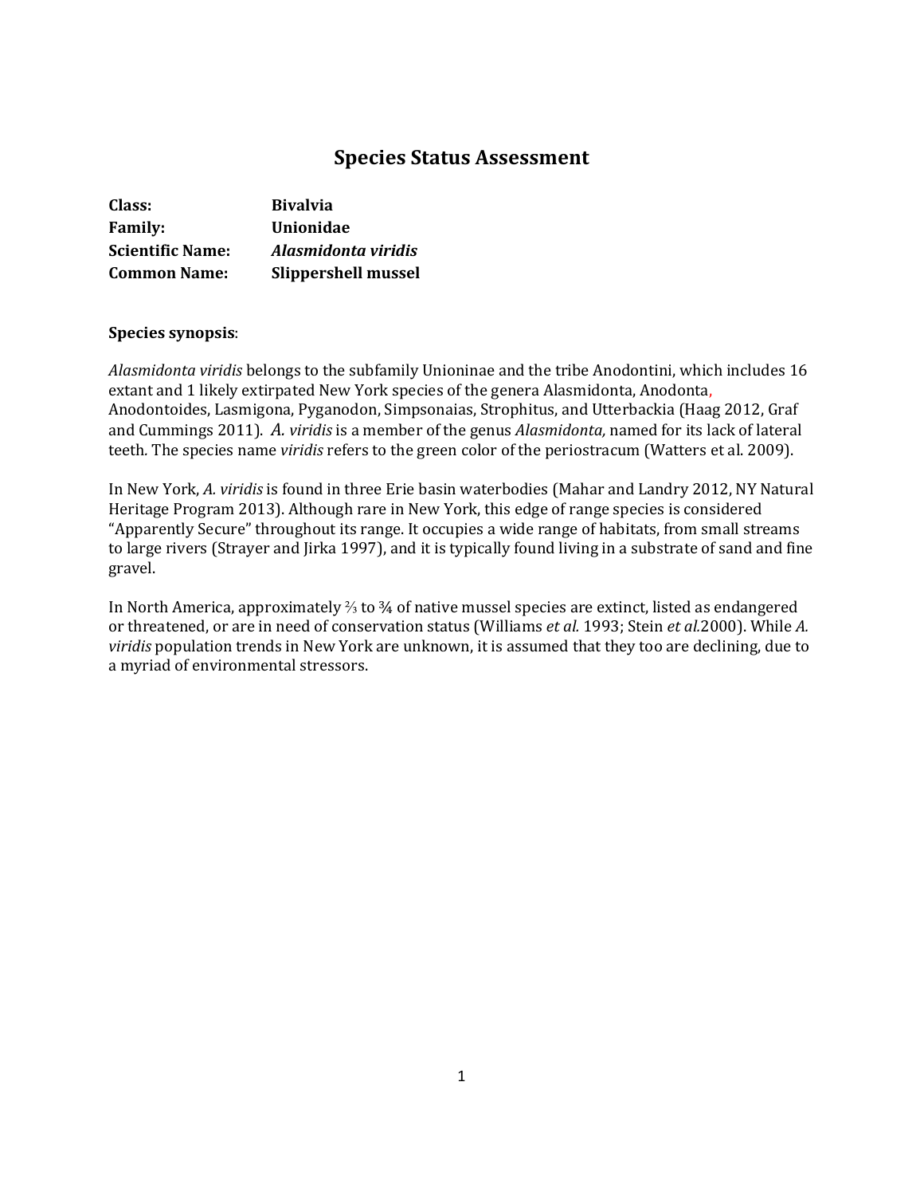# Species Status Assessment

| | |
|---|---|
| **Class:** | **Bivalvia** |
| **Family:** | **Unionidae** |
| **Scientific Name:** | ***Alasmidonta viridis*** |
| **Common Name:** | **Slippershell mussel** |

**Species synopsis**:

*Alasmidonta viridis* belongs to the subfamily Unioninae and the tribe Anodontini, which includes 16 extant and 1 likely extirpated New York species of the genera Alasmidonta, Anodonta, Anodontoides, Lasmigona, Pyganodon, Simpsonaias, Strophitus, and Utterbackia (Haag 2012, Graf and Cummings 2011). *A. viridis* is a member of the genus *Alasmidonta,* named for its lack of lateral teeth. The species name *viridis* refers to the green color of the periostracum (Watters et al. 2009).

In New York, *A. viridis* is found in three Erie basin waterbodies (Mahar and Landry 2012, NY Natural Heritage Program 2013). Although rare in New York, this edge of range species is considered "Apparently Secure" throughout its range. It occupies a wide range of habitats, from small streams to large rivers (Strayer and Jirka 1997), and it is typically found living in a substrate of sand and fine gravel.

In North America, approximately ⅔ to ¾ of native mussel species are extinct, listed as endangered or threatened, or are in need of conservation status (Williams *et al.* 1993; Stein *et al.*2000). While *A. viridis* population trends in New York are unknown, it is assumed that they too are declining, due to a myriad of environmental stressors.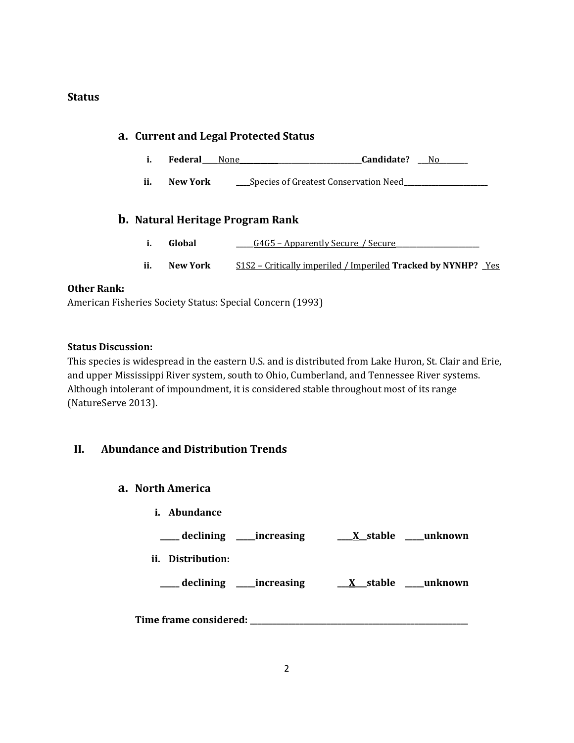## Status

### a. Current and Legal Protected Status

i. **Federal** ____None_____________________________________**Candidate?** ___No________

ii. **New York** ____Species of Greatest Conservation Need________________________

### b. Natural Heritage Program Rank

i. **Global** _____G4G5 – Apparently Secure_/ Secure________________________

ii. **New York** S1S2 – Critically imperiled / Imperiled **Tracked by NYNHP?** _Yes

**Other Rank:**
American Fisheries Society Status: Special Concern (1993)

**Status Discussion:**
This species is widespread in the eastern U.S. and is distributed from Lake Huron, St. Clair and Erie, and upper Mississippi River system, south to Ohio, Cumberland, and Tennessee River systems. Although intolerant of impoundment, it is considered stable throughout most of its range (NatureServe 2013).

## II. Abundance and Distribution Trends

### a. North America

**i. Abundance**

**_____ declining _____increasing ____X__stable _____unknown**

**ii. Distribution:**

**_____ declining _____increasing ___X___stable _____unknown**

**Time frame considered:** ___________________________________________________________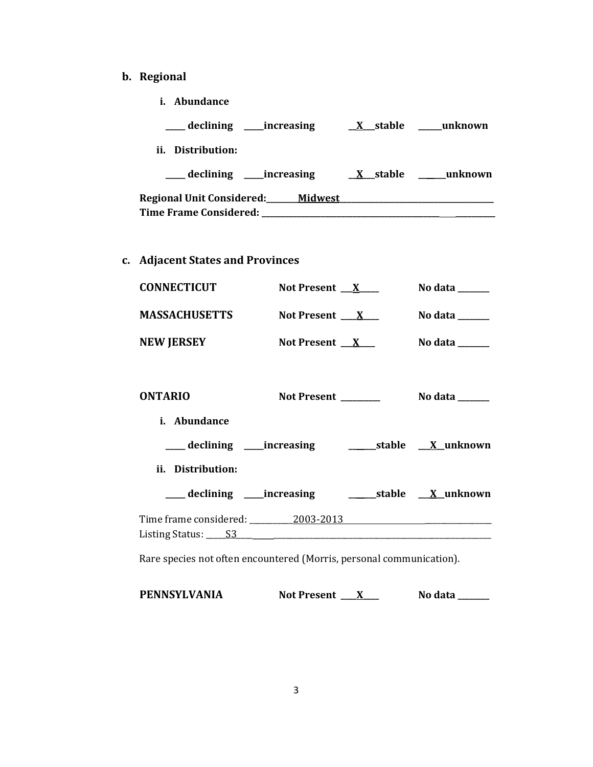**b. Regional**

**i. Abundance**

**\_\_\_\_ declining \_\_\_\_increasing \_\_X\_\_stable \_\_\_\_\_unknown**

**ii. Distribution:**

**\_\_\_\_ declining \_\_\_\_increasing \_\_X\_\_stable \_\_\_\_\_unknown**

**Regional Unit Considered:\_\_\_\_\_\_\_Midwest\_\_\_\_\_\_\_\_\_\_\_\_\_\_\_\_\_\_\_\_\_\_\_\_\_\_\_\_\_\_\_\_\_\_\_\_**
**Time Frame Considered: \_\_\_\_\_\_\_\_\_\_\_\_\_\_\_\_\_\_\_\_\_\_\_\_\_\_\_\_\_\_\_\_\_\_\_\_\_\_\_\_\_\_\_\_\_\_\_\_**

**c. Adjacent States and Provinces**

**CONNECTICUT** **Not Present \_\_X\_\_\_\_** **No data \_\_\_\_\_\_\_**

**MASSACHUSETTS** **Not Present \_\_\_X\_\_\_** **No data \_\_\_\_\_\_\_**

**NEW JERSEY** **Not Present \_\_X\_\_\_** **No data \_\_\_\_\_\_\_**

**ONTARIO** **Not Present \_\_\_\_\_\_\_\_\_** **No data \_\_\_\_\_\_\_**

**i. Abundance**

**\_\_\_\_ declining \_\_\_\_increasing \_\_\_\_\_\_stable \_\_X\_\_unknown**

**ii. Distribution:**

**\_\_\_\_ declining \_\_\_\_increasing \_\_\_\_\_\_stable \_\_X\_\_unknown**

Time frame considered: \_\_\_\_\_\_\_\_\_\_2003-2013\_\_\_\_\_\_\_\_\_\_\_\_\_\_\_\_\_\_\_\_\_\_\_\_\_\_\_\_\_\_\_\_\_\_\_\_
Listing Status: \_\_\_\_S3\_\_\_\_\_\_\_\_\_\_\_\_\_\_\_\_\_\_\_\_\_\_\_\_\_\_\_\_\_\_\_\_\_\_\_\_\_\_\_\_\_\_\_\_\_\_\_\_\_\_\_\_\_\_\_\_\_

Rare species not often encountered (Morris, personal communication).

**PENNSYLVANIA** **Not Present \_\_\_X\_\_\_** **No data \_\_\_\_\_\_\_**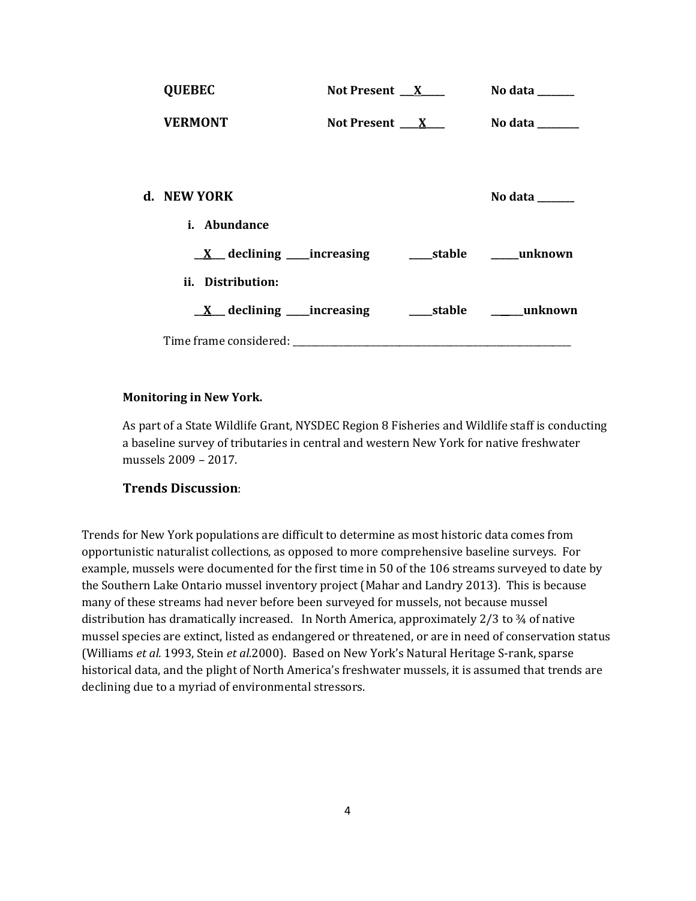**QUEBEC** Not Present \_\_\_X\_\_\_\_\_ No data \_\_\_\_\_\_\_\_

**VERMONT** Not Present \_\_\_\_X\_\_\_\_ No data \_\_\_\_\_\_\_\_\_

**d. NEW YORK** No data \_\_\_\_\_\_\_\_

**i. Abundance**

\_\_**X**\_\_\_ declining \_\_\_\_\_increasing \_\_\_\_\_stable \_\_\_\_\_\_unknown

**ii. Distribution:**

\_\_**X**\_\_\_ declining \_\_\_\_\_increasing \_\_\_\_\_stable \_\_\_\_\_\_unknown

Time frame considered: \_\_\_\_\_\_\_\_\_\_\_\_\_\_\_\_\_\_\_\_\_\_\_\_\_\_\_\_\_\_\_\_\_\_\_\_\_\_\_\_\_\_\_\_\_\_\_\_\_\_\_\_\_\_\_\_\_\_\_\_\_\_\_

**Monitoring in New York.**

As part of a State Wildlife Grant, NYSDEC Region 8 Fisheries and Wildlife staff is conducting a baseline survey of tributaries in central and western New York for native freshwater mussels 2009 – 2017.

### Trends Discussion:

Trends for New York populations are difficult to determine as most historic data comes from opportunistic naturalist collections, as opposed to more comprehensive baseline surveys. For example, mussels were documented for the first time in 50 of the 106 streams surveyed to date by the Southern Lake Ontario mussel inventory project (Mahar and Landry 2013). This is because many of these streams had never before been surveyed for mussels, not because mussel distribution has dramatically increased. In North America, approximately 2/3 to ¾ of native mussel species are extinct, listed as endangered or threatened, or are in need of conservation status (Williams *et al.* 1993, Stein *et al.*2000). Based on New York's Natural Heritage S-rank, sparse historical data, and the plight of North America's freshwater mussels, it is assumed that trends are declining due to a myriad of environmental stressors.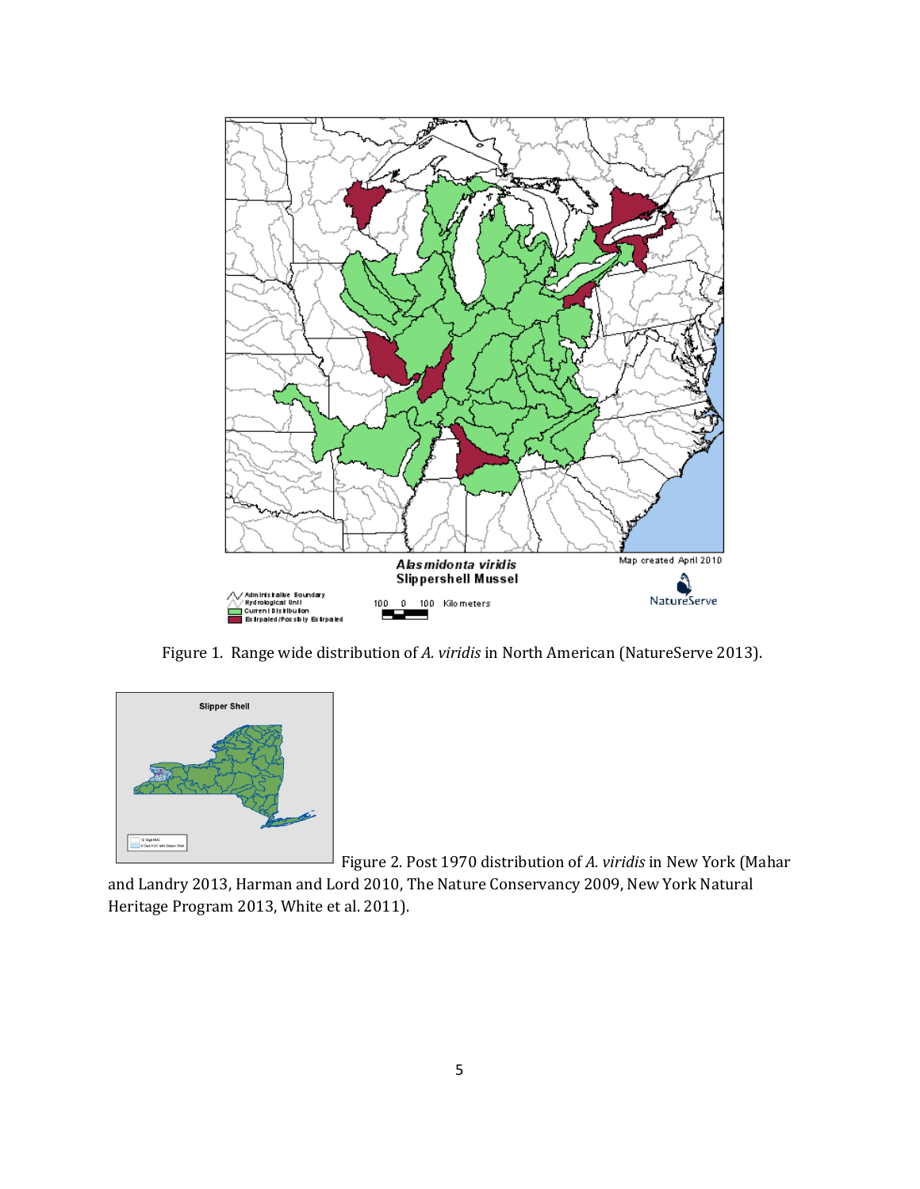Figure 1. Range wide distribution of *A. viridis* in North American (NatureServe 2013).

Figure 2. Post 1970 distribution of *A. viridis* in New York (Mahar and Landry 2013, Harman and Lord 2010, The Nature Conservancy 2009, New York Natural Heritage Program 2013, White et al. 2011).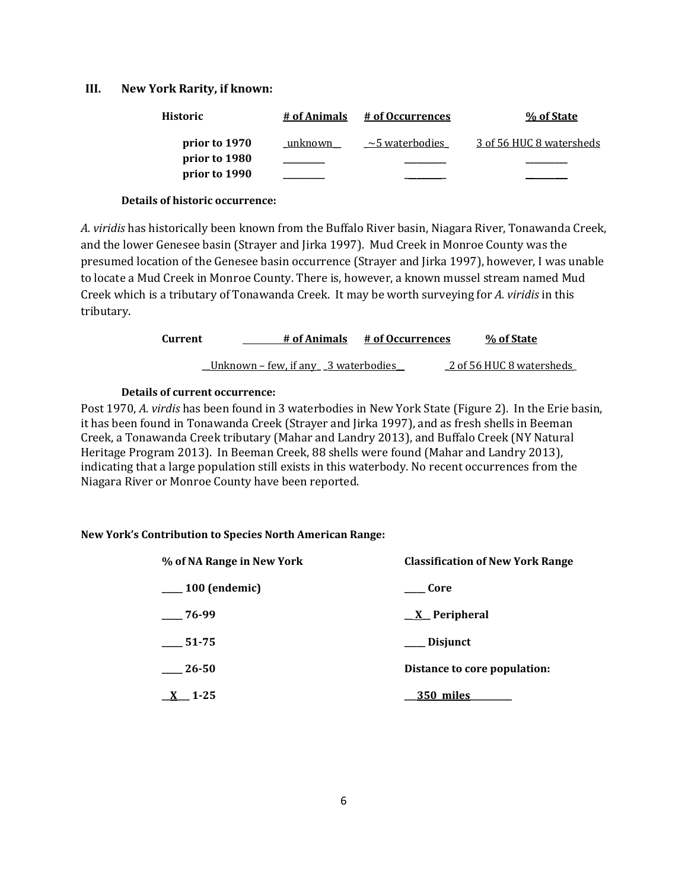## III. New York Rarity, if known:

| Historic | # of Animals | # of Occurrences | % of State |
|---|---|---|---|
| prior to 1970 | unknown | ~5 waterbodies | 3 of 56 HUC 8 watersheds |
| prior to 1980 | | | |
| prior to 1990 | | | |

**Details of historic occurrence:**

*A. viridis* has historically been known from the Buffalo River basin, Niagara River, Tonawanda Creek, and the lower Genesee basin (Strayer and Jirka 1997). Mud Creek in Monroe County was the presumed location of the Genesee basin occurrence (Strayer and Jirka 1997), however, I was unable to locate a Mud Creek in Monroe County. There is, however, a known mussel stream named Mud Creek which is a tributary of Tonawanda Creek. It may be worth surveying for *A. viridis* in this tributary.

| Current | # of Animals | # of Occurrences | % of State |
|---|---|---|---|
| | Unknown – few, if any | 3 waterbodies | 2 of 56 HUC 8 watersheds |

**Details of current occurrence:**

Post 1970, *A. virdis* has been found in 3 waterbodies in New York State (Figure 2). In the Erie basin, it has been found in Tonawanda Creek (Strayer and Jirka 1997), and as fresh shells in Beeman Creek, a Tonawanda Creek tributary (Mahar and Landry 2013), and Buffalo Creek (NY Natural Heritage Program 2013). In Beeman Creek, 88 shells were found (Mahar and Landry 2013), indicating that a large population still exists in this waterbody. No recent occurrences from the Niagara River or Monroe County have been reported.

**New York's Contribution to Species North American Range:**

| % of NA Range in New York | Classification of New York Range |
|---|---|
| ____ 100 (endemic) | ____ Core |
| ____ 76-99 | __X__ Peripheral |
| ____ 51-75 | ____ Disjunct |
| ____ 26-50 | Distance to core population: |
| __X__ 1-25 | 350 miles |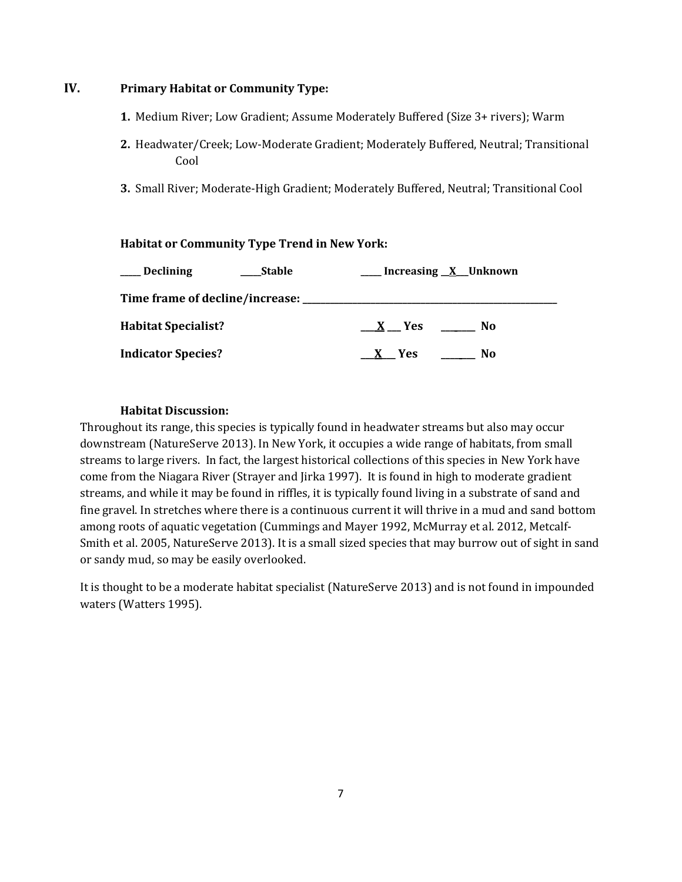## IV. Primary Habitat or Community Type:

1. Medium River; Low Gradient; Assume Moderately Buffered (Size 3+ rivers); Warm
2. Headwater/Creek; Low-Moderate Gradient; Moderately Buffered, Neutral; Transitional Cool
3. Small River; Moderate-High Gradient; Moderately Buffered, Neutral; Transitional Cool

**Habitat or Community Type Trend in New York:**

**_____ Declining _____Stable _____ Increasing __X__Unknown**

**Time frame of decline/increase: ______________________________**

**Habitat Specialist? __X__ Yes _______ No**

**Indicator Species? __X__ Yes _______ No**

**Habitat Discussion:**

Throughout its range, this species is typically found in headwater streams but also may occur downstream (NatureServe 2013). In New York, it occupies a wide range of habitats, from small streams to large rivers. In fact, the largest historical collections of this species in New York have come from the Niagara River (Strayer and Jirka 1997). It is found in high to moderate gradient streams, and while it may be found in riffles, it is typically found living in a substrate of sand and fine gravel. In stretches where there is a continuous current it will thrive in a mud and sand bottom among roots of aquatic vegetation (Cummings and Mayer 1992, McMurray et al. 2012, Metcalf-Smith et al. 2005, NatureServe 2013). It is a small sized species that may burrow out of sight in sand or sandy mud, so may be easily overlooked.

It is thought to be a moderate habitat specialist (NatureServe 2013) and is not found in impounded waters (Watters 1995).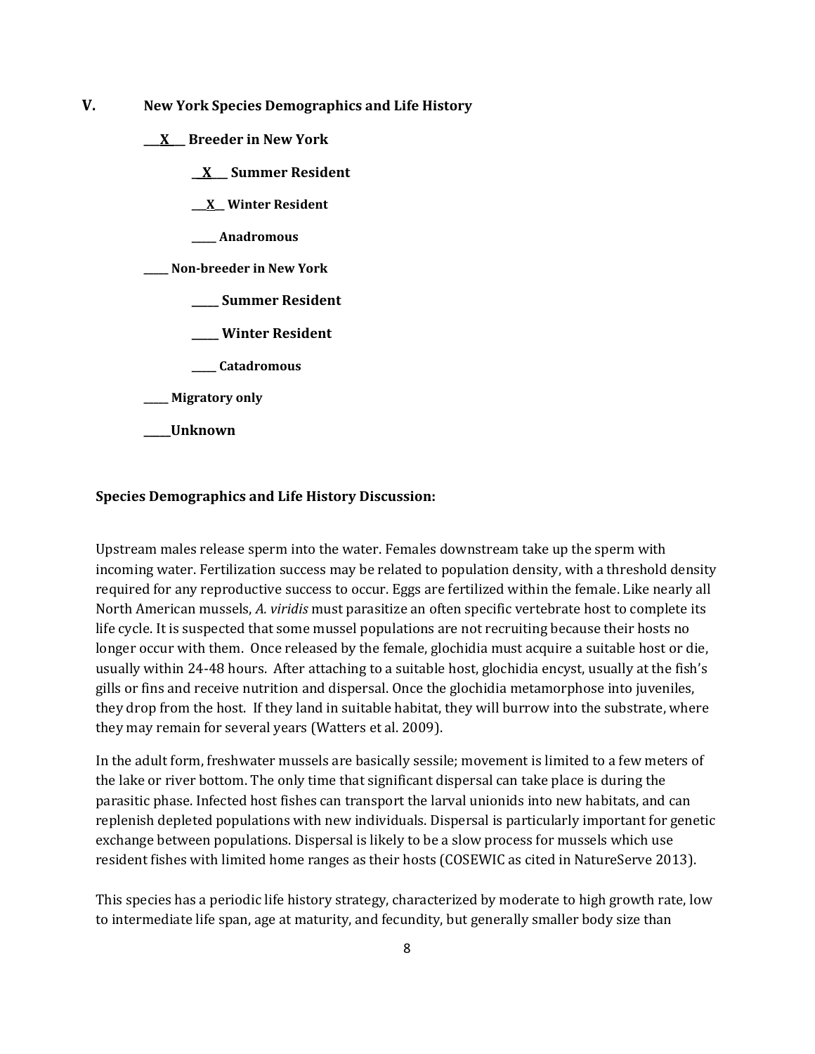## V. New York Species Demographics and Life History

**\_\_X\_\_ Breeder in New York**

**\_\_X\_\_ Summer Resident**

**\_\_X\_\_ Winter Resident**

**\_\_\_\_ Anadromous**

**\_\_\_\_ Non-breeder in New York**

**\_\_\_\_ Summer Resident**

**\_\_\_\_ Winter Resident**

**\_\_\_\_ Catadromous**

**\_\_\_\_ Migratory only**

**\_\_\_\_Unknown**

**Species Demographics and Life History Discussion:**

Upstream males release sperm into the water. Females downstream take up the sperm with incoming water. Fertilization success may be related to population density, with a threshold density required for any reproductive success to occur. Eggs are fertilized within the female. Like nearly all North American mussels, *A. viridis* must parasitize an often specific vertebrate host to complete its life cycle. It is suspected that some mussel populations are not recruiting because their hosts no longer occur with them. Once released by the female, glochidia must acquire a suitable host or die, usually within 24-48 hours. After attaching to a suitable host, glochidia encyst, usually at the fish's gills or fins and receive nutrition and dispersal. Once the glochidia metamorphose into juveniles, they drop from the host. If they land in suitable habitat, they will burrow into the substrate, where they may remain for several years (Watters et al. 2009).

In the adult form, freshwater mussels are basically sessile; movement is limited to a few meters of the lake or river bottom. The only time that significant dispersal can take place is during the parasitic phase. Infected host fishes can transport the larval unionids into new habitats, and can replenish depleted populations with new individuals. Dispersal is particularly important for genetic exchange between populations. Dispersal is likely to be a slow process for mussels which use resident fishes with limited home ranges as their hosts (COSEWIC as cited in NatureServe 2013).

This species has a periodic life history strategy, characterized by moderate to high growth rate, low to intermediate life span, age at maturity, and fecundity, but generally smaller body size than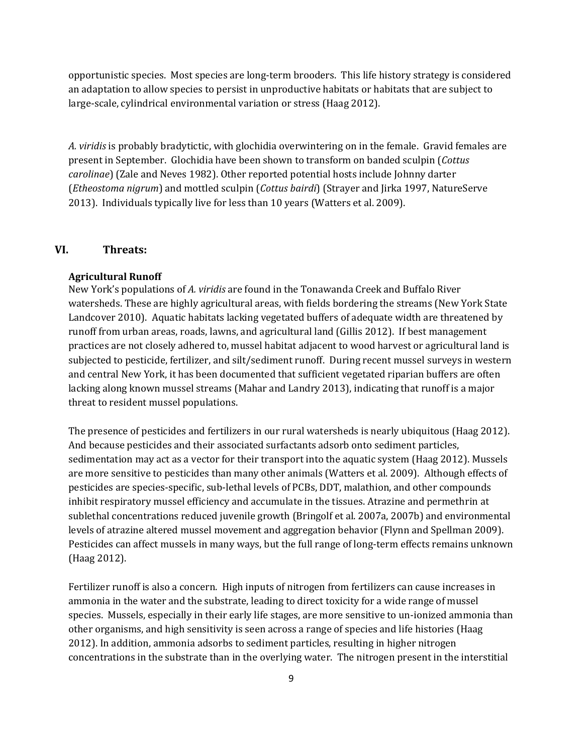opportunistic species. Most species are long-term brooders. This life history strategy is considered an adaptation to allow species to persist in unproductive habitats or habitats that are subject to large-scale, cylindrical environmental variation or stress (Haag 2012).

*A. viridis* is probably bradytictic, with glochidia overwintering on in the female. Gravid females are present in September. Glochidia have been shown to transform on banded sculpin (*Cottus carolinae*) (Zale and Neves 1982). Other reported potential hosts include Johnny darter (*Etheostoma nigrum*) and mottled sculpin (*Cottus bairdi*) (Strayer and Jirka 1997, NatureServe 2013). Individuals typically live for less than 10 years (Watters et al. 2009).

## VI. Threats:

### Agricultural Runoff

New York's populations of *A. viridis* are found in the Tonawanda Creek and Buffalo River watersheds. These are highly agricultural areas, with fields bordering the streams (New York State Landcover 2010). Aquatic habitats lacking vegetated buffers of adequate width are threatened by runoff from urban areas, roads, lawns, and agricultural land (Gillis 2012). If best management practices are not closely adhered to, mussel habitat adjacent to wood harvest or agricultural land is subjected to pesticide, fertilizer, and silt/sediment runoff. During recent mussel surveys in western and central New York, it has been documented that sufficient vegetated riparian buffers are often lacking along known mussel streams (Mahar and Landry 2013), indicating that runoff is a major threat to resident mussel populations.

The presence of pesticides and fertilizers in our rural watersheds is nearly ubiquitous (Haag 2012). And because pesticides and their associated surfactants adsorb onto sediment particles, sedimentation may act as a vector for their transport into the aquatic system (Haag 2012). Mussels are more sensitive to pesticides than many other animals (Watters et al. 2009). Although effects of pesticides are species-specific, sub-lethal levels of PCBs, DDT, malathion, and other compounds inhibit respiratory mussel efficiency and accumulate in the tissues. Atrazine and permethrin at sublethal concentrations reduced juvenile growth (Bringolf et al. 2007a, 2007b) and environmental levels of atrazine altered mussel movement and aggregation behavior (Flynn and Spellman 2009). Pesticides can affect mussels in many ways, but the full range of long-term effects remains unknown (Haag 2012).

Fertilizer runoff is also a concern. High inputs of nitrogen from fertilizers can cause increases in ammonia in the water and the substrate, leading to direct toxicity for a wide range of mussel species. Mussels, especially in their early life stages, are more sensitive to un-ionized ammonia than other organisms, and high sensitivity is seen across a range of species and life histories (Haag 2012). In addition, ammonia adsorbs to sediment particles, resulting in higher nitrogen concentrations in the substrate than in the overlying water. The nitrogen present in the interstitial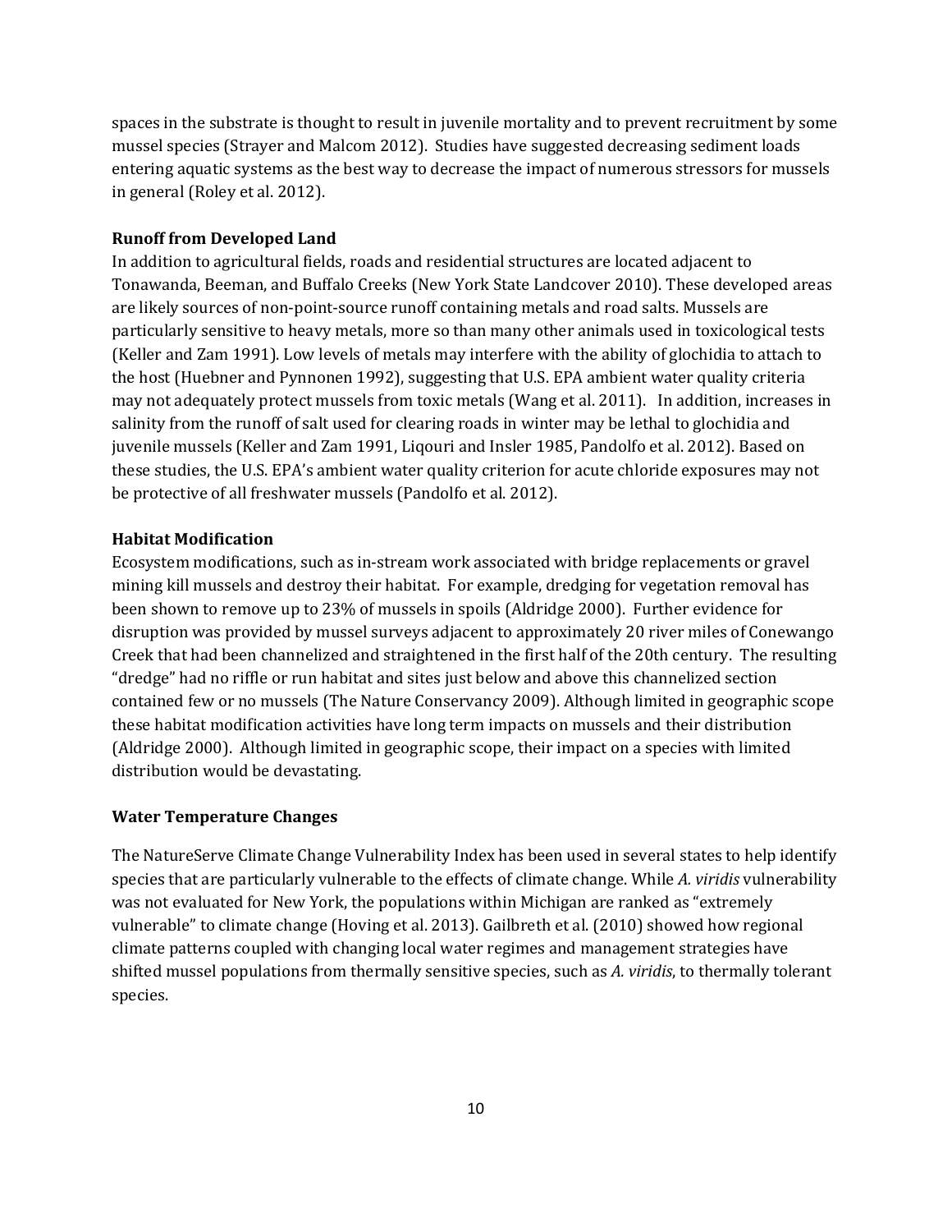spaces in the substrate is thought to result in juvenile mortality and to prevent recruitment by some mussel species (Strayer and Malcom 2012). Studies have suggested decreasing sediment loads entering aquatic systems as the best way to decrease the impact of numerous stressors for mussels in general (Roley et al. 2012).

**Runoff from Developed Land**

In addition to agricultural fields, roads and residential structures are located adjacent to Tonawanda, Beeman, and Buffalo Creeks (New York State Landcover 2010). These developed areas are likely sources of non-point-source runoff containing metals and road salts. Mussels are particularly sensitive to heavy metals, more so than many other animals used in toxicological tests (Keller and Zam 1991). Low levels of metals may interfere with the ability of glochidia to attach to the host (Huebner and Pynnonen 1992), suggesting that U.S. EPA ambient water quality criteria may not adequately protect mussels from toxic metals (Wang et al. 2011). In addition, increases in salinity from the runoff of salt used for clearing roads in winter may be lethal to glochidia and juvenile mussels (Keller and Zam 1991, Liqouri and Insler 1985, Pandolfo et al. 2012). Based on these studies, the U.S. EPA's ambient water quality criterion for acute chloride exposures may not be protective of all freshwater mussels (Pandolfo et al. 2012).

**Habitat Modification**

Ecosystem modifications, such as in-stream work associated with bridge replacements or gravel mining kill mussels and destroy their habitat. For example, dredging for vegetation removal has been shown to remove up to 23% of mussels in spoils (Aldridge 2000). Further evidence for disruption was provided by mussel surveys adjacent to approximately 20 river miles of Conewango Creek that had been channelized and straightened in the first half of the 20th century. The resulting "dredge" had no riffle or run habitat and sites just below and above this channelized section contained few or no mussels (The Nature Conservancy 2009). Although limited in geographic scope these habitat modification activities have long term impacts on mussels and their distribution (Aldridge 2000). Although limited in geographic scope, their impact on a species with limited distribution would be devastating.

**Water Temperature Changes**

The NatureServe Climate Change Vulnerability Index has been used in several states to help identify species that are particularly vulnerable to the effects of climate change. While *A. viridis* vulnerability was not evaluated for New York, the populations within Michigan are ranked as "extremely vulnerable" to climate change (Hoving et al. 2013). Gailbreth et al. (2010) showed how regional climate patterns coupled with changing local water regimes and management strategies have shifted mussel populations from thermally sensitive species, such as *A. viridis*, to thermally tolerant species.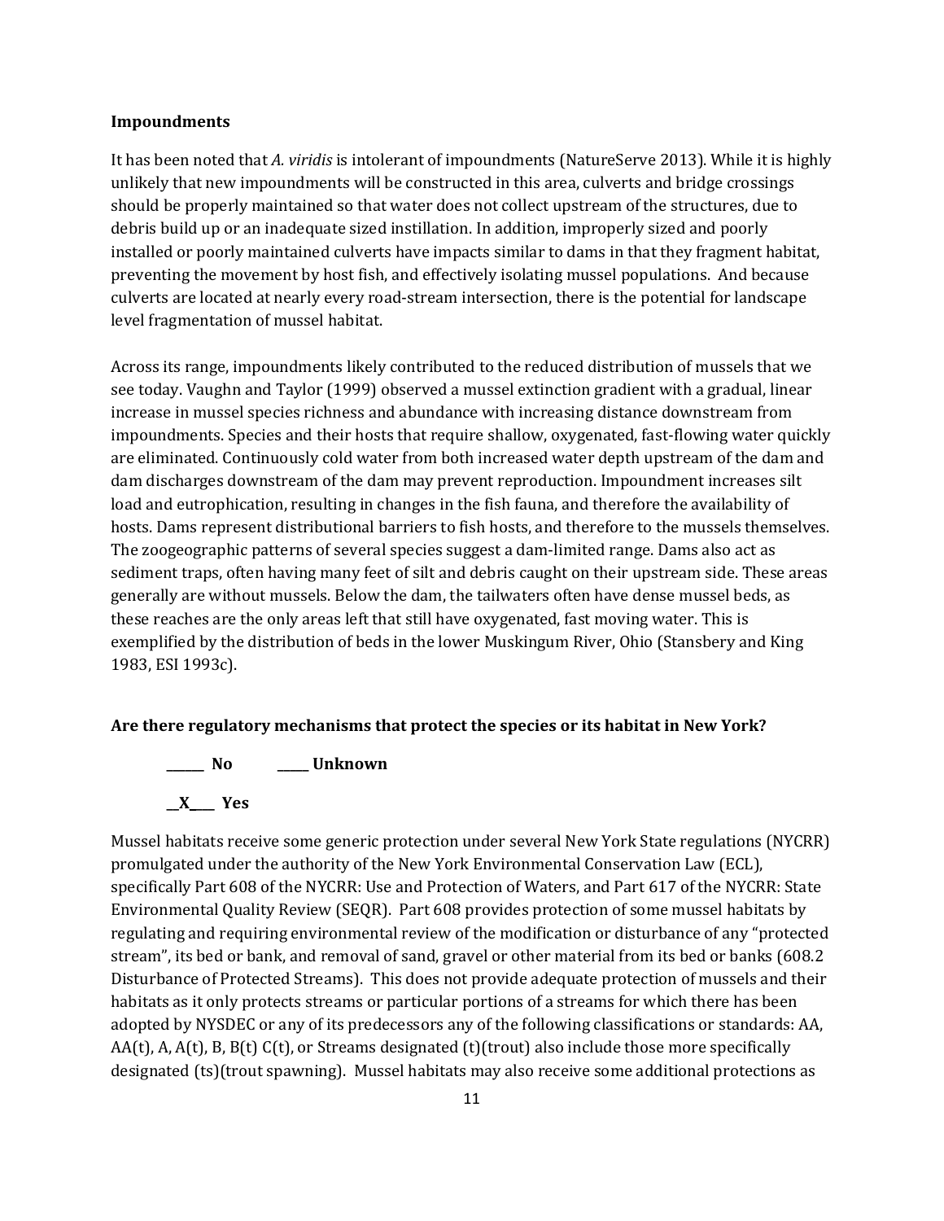**Impoundments**

It has been noted that *A. viridis* is intolerant of impoundments (NatureServe 2013). While it is highly unlikely that new impoundments will be constructed in this area, culverts and bridge crossings should be properly maintained so that water does not collect upstream of the structures, due to debris build up or an inadequate sized instillation. In addition, improperly sized and poorly installed or poorly maintained culverts have impacts similar to dams in that they fragment habitat, preventing the movement by host fish, and effectively isolating mussel populations. And because culverts are located at nearly every road-stream intersection, there is the potential for landscape level fragmentation of mussel habitat.

Across its range, impoundments likely contributed to the reduced distribution of mussels that we see today. Vaughn and Taylor (1999) observed a mussel extinction gradient with a gradual, linear increase in mussel species richness and abundance with increasing distance downstream from impoundments. Species and their hosts that require shallow, oxygenated, fast-flowing water quickly are eliminated. Continuously cold water from both increased water depth upstream of the dam and dam discharges downstream of the dam may prevent reproduction. Impoundment increases silt load and eutrophication, resulting in changes in the fish fauna, and therefore the availability of hosts. Dams represent distributional barriers to fish hosts, and therefore to the mussels themselves. The zoogeographic patterns of several species suggest a dam-limited range. Dams also act as sediment traps, often having many feet of silt and debris caught on their upstream side. These areas generally are without mussels. Below the dam, the tailwaters often have dense mussel beds, as these reaches are the only areas left that still have oxygenated, fast moving water. This is exemplified by the distribution of beds in the lower Muskingum River, Ohio (Stansbery and King 1983, ESI 1993c).

**Are there regulatory mechanisms that protect the species or its habitat in New York?**

**______ No          _____ Unknown**

**__X____ Yes**

Mussel habitats receive some generic protection under several New York State regulations (NYCRR) promulgated under the authority of the New York Environmental Conservation Law (ECL), specifically Part 608 of the NYCRR: Use and Protection of Waters, and Part 617 of the NYCRR: State Environmental Quality Review (SEQR). Part 608 provides protection of some mussel habitats by regulating and requiring environmental review of the modification or disturbance of any "protected stream", its bed or bank, and removal of sand, gravel or other material from its bed or banks (608.2 Disturbance of Protected Streams). This does not provide adequate protection of mussels and their habitats as it only protects streams or particular portions of a streams for which there has been adopted by NYSDEC or any of its predecessors any of the following classifications or standards: AA, AA(t), A, A(t), B, B(t) C(t), or Streams designated (t)(trout) also include those more specifically designated (ts)(trout spawning). Mussel habitats may also receive some additional protections as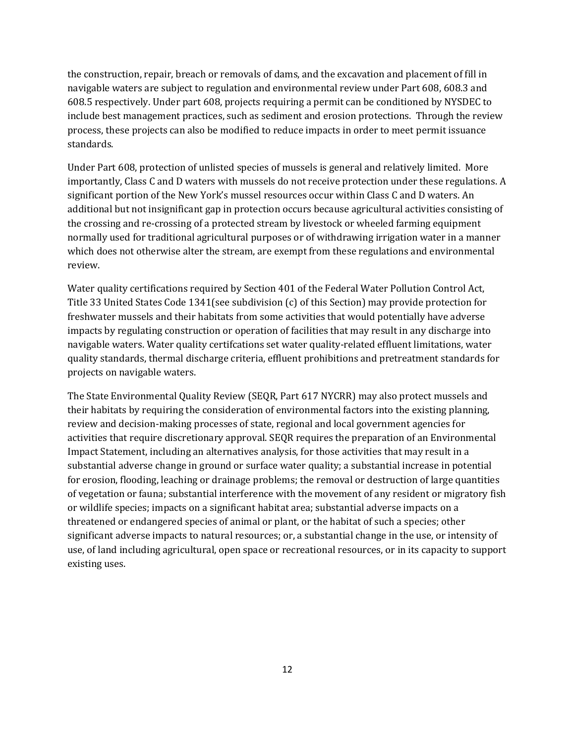the construction, repair, breach or removals of dams, and the excavation and placement of fill in navigable waters are subject to regulation and environmental review under Part 608, 608.3 and 608.5 respectively. Under part 608, projects requiring a permit can be conditioned by NYSDEC to include best management practices, such as sediment and erosion protections. Through the review process, these projects can also be modified to reduce impacts in order to meet permit issuance standards.

Under Part 608, protection of unlisted species of mussels is general and relatively limited. More importantly, Class C and D waters with mussels do not receive protection under these regulations. A significant portion of the New York's mussel resources occur within Class C and D waters. An additional but not insignificant gap in protection occurs because agricultural activities consisting of the crossing and re-crossing of a protected stream by livestock or wheeled farming equipment normally used for traditional agricultural purposes or of withdrawing irrigation water in a manner which does not otherwise alter the stream, are exempt from these regulations and environmental review.

Water quality certifications required by Section 401 of the Federal Water Pollution Control Act, Title 33 United States Code 1341(see subdivision (c) of this Section) may provide protection for freshwater mussels and their habitats from some activities that would potentially have adverse impacts by regulating construction or operation of facilities that may result in any discharge into navigable waters. Water quality certifcations set water quality-related effluent limitations, water quality standards, thermal discharge criteria, effluent prohibitions and pretreatment standards for projects on navigable waters.

The State Environmental Quality Review (SEQR, Part 617 NYCRR) may also protect mussels and their habitats by requiring the consideration of environmental factors into the existing planning, review and decision-making processes of state, regional and local government agencies for activities that require discretionary approval. SEQR requires the preparation of an Environmental Impact Statement, including an alternatives analysis, for those activities that may result in a substantial adverse change in ground or surface water quality; a substantial increase in potential for erosion, flooding, leaching or drainage problems; the removal or destruction of large quantities of vegetation or fauna; substantial interference with the movement of any resident or migratory fish or wildlife species; impacts on a significant habitat area; substantial adverse impacts on a threatened or endangered species of animal or plant, or the habitat of such a species; other significant adverse impacts to natural resources; or, a substantial change in the use, or intensity of use, of land including agricultural, open space or recreational resources, or in its capacity to support existing uses.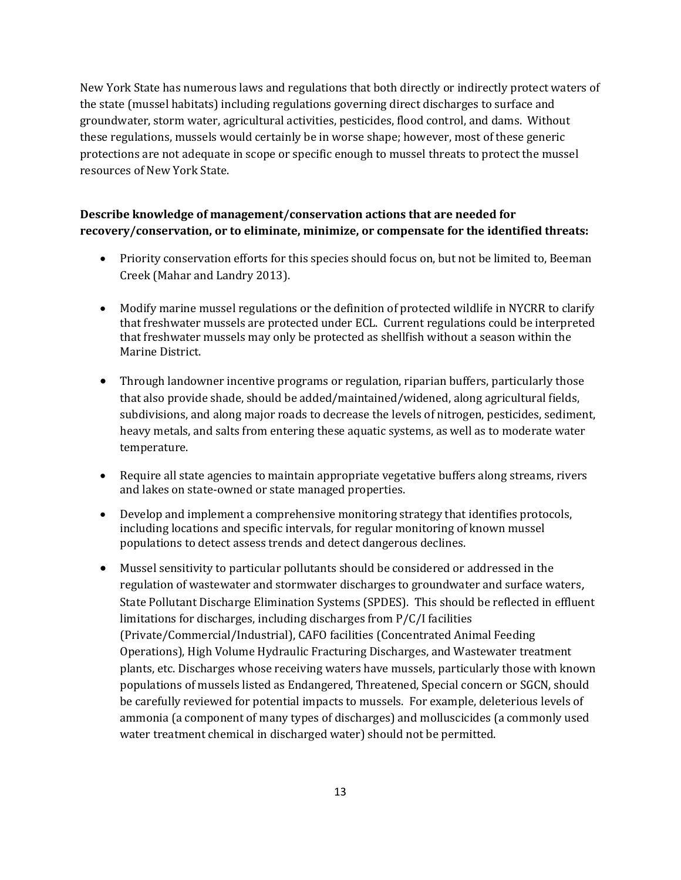New York State has numerous laws and regulations that both directly or indirectly protect waters of the state (mussel habitats) including regulations governing direct discharges to surface and groundwater, storm water, agricultural activities, pesticides, flood control, and dams. Without these regulations, mussels would certainly be in worse shape; however, most of these generic protections are not adequate in scope or specific enough to mussel threats to protect the mussel resources of New York State.

**Describe knowledge of management/conservation actions that are needed for recovery/conservation, or to eliminate, minimize, or compensate for the identified threats:**

- Priority conservation efforts for this species should focus on, but not be limited to, Beeman Creek (Mahar and Landry 2013).
- Modify marine mussel regulations or the definition of protected wildlife in NYCRR to clarify that freshwater mussels are protected under ECL. Current regulations could be interpreted that freshwater mussels may only be protected as shellfish without a season within the Marine District.
- Through landowner incentive programs or regulation, riparian buffers, particularly those that also provide shade, should be added/maintained/widened, along agricultural fields, subdivisions, and along major roads to decrease the levels of nitrogen, pesticides, sediment, heavy metals, and salts from entering these aquatic systems, as well as to moderate water temperature.
- Require all state agencies to maintain appropriate vegetative buffers along streams, rivers and lakes on state-owned or state managed properties.
- Develop and implement a comprehensive monitoring strategy that identifies protocols, including locations and specific intervals, for regular monitoring of known mussel populations to detect assess trends and detect dangerous declines.
- Mussel sensitivity to particular pollutants should be considered or addressed in the regulation of wastewater and stormwater discharges to groundwater and surface waters, State Pollutant Discharge Elimination Systems (SPDES). This should be reflected in effluent limitations for discharges, including discharges from P/C/I facilities (Private/Commercial/Industrial), CAFO facilities (Concentrated Animal Feeding Operations), High Volume Hydraulic Fracturing Discharges, and Wastewater treatment plants, etc. Discharges whose receiving waters have mussels, particularly those with known populations of mussels listed as Endangered, Threatened, Special concern or SGCN, should be carefully reviewed for potential impacts to mussels. For example, deleterious levels of ammonia (a component of many types of discharges) and molluscicides (a commonly used water treatment chemical in discharged water) should not be permitted.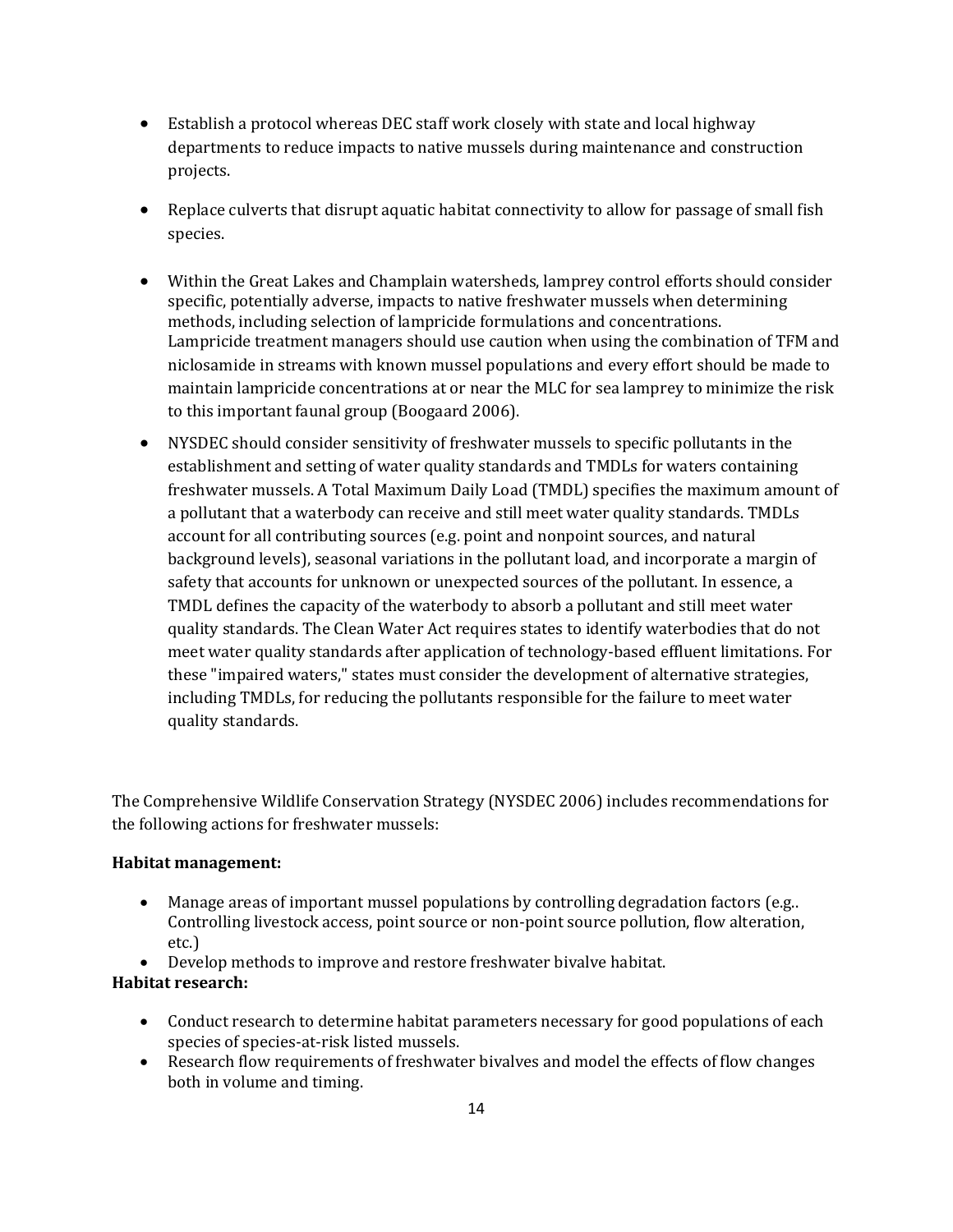- Establish a protocol whereas DEC staff work closely with state and local highway departments to reduce impacts to native mussels during maintenance and construction projects.

- Replace culverts that disrupt aquatic habitat connectivity to allow for passage of small fish species.

- Within the Great Lakes and Champlain watersheds, lamprey control efforts should consider specific, potentially adverse, impacts to native freshwater mussels when determining methods, including selection of lampricide formulations and concentrations. Lampricide treatment managers should use caution when using the combination of TFM and niclosamide in streams with known mussel populations and every effort should be made to maintain lampricide concentrations at or near the MLC for sea lamprey to minimize the risk to this important faunal group (Boogaard 2006).

- NYSDEC should consider sensitivity of freshwater mussels to specific pollutants in the establishment and setting of water quality standards and TMDLs for waters containing freshwater mussels. A Total Maximum Daily Load (TMDL) specifies the maximum amount of a pollutant that a waterbody can receive and still meet water quality standards. TMDLs account for all contributing sources (e.g. point and nonpoint sources, and natural background levels), seasonal variations in the pollutant load, and incorporate a margin of safety that accounts for unknown or unexpected sources of the pollutant. In essence, a TMDL defines the capacity of the waterbody to absorb a pollutant and still meet water quality standards. The Clean Water Act requires states to identify waterbodies that do not meet water quality standards after application of technology-based effluent limitations. For these "impaired waters," states must consider the development of alternative strategies, including TMDLs, for reducing the pollutants responsible for the failure to meet water quality standards.

The Comprehensive Wildlife Conservation Strategy (NYSDEC 2006) includes recommendations for the following actions for freshwater mussels:

**Habitat management:**

- Manage areas of important mussel populations by controlling degradation factors (e.g.. Controlling livestock access, point source or non-point source pollution, flow alteration, etc.)
- Develop methods to improve and restore freshwater bivalve habitat.

**Habitat research:**

- Conduct research to determine habitat parameters necessary for good populations of each species of species-at-risk listed mussels.
- Research flow requirements of freshwater bivalves and model the effects of flow changes both in volume and timing.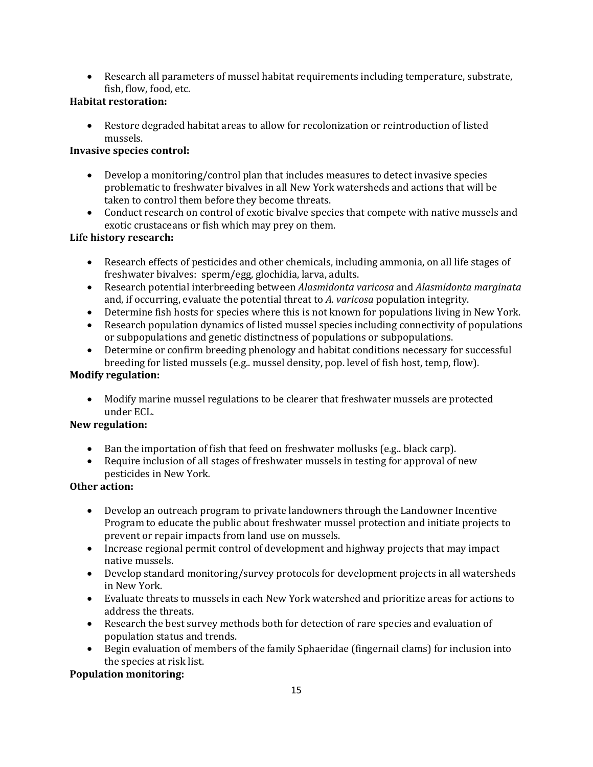- Research all parameters of mussel habitat requirements including temperature, substrate, fish, flow, food, etc.

**Habitat restoration:**

- Restore degraded habitat areas to allow for recolonization or reintroduction of listed mussels.

**Invasive species control:**

- Develop a monitoring/control plan that includes measures to detect invasive species problematic to freshwater bivalves in all New York watersheds and actions that will be taken to control them before they become threats.
- Conduct research on control of exotic bivalve species that compete with native mussels and exotic crustaceans or fish which may prey on them.

**Life history research:**

- Research effects of pesticides and other chemicals, including ammonia, on all life stages of freshwater bivalves: sperm/egg, glochidia, larva, adults.
- Research potential interbreeding between *Alasmidonta varicosa* and *Alasmidonta marginata* and, if occurring, evaluate the potential threat to *A. varicosa* population integrity.
- Determine fish hosts for species where this is not known for populations living in New York.
- Research population dynamics of listed mussel species including connectivity of populations or subpopulations and genetic distinctness of populations or subpopulations.
- Determine or confirm breeding phenology and habitat conditions necessary for successful breeding for listed mussels (e.g.. mussel density, pop. level of fish host, temp, flow).

**Modify regulation:**

- Modify marine mussel regulations to be clearer that freshwater mussels are protected under ECL.

**New regulation:**

- Ban the importation of fish that feed on freshwater mollusks (e.g.. black carp).
- Require inclusion of all stages of freshwater mussels in testing for approval of new pesticides in New York.

**Other action:**

- Develop an outreach program to private landowners through the Landowner Incentive Program to educate the public about freshwater mussel protection and initiate projects to prevent or repair impacts from land use on mussels.
- Increase regional permit control of development and highway projects that may impact native mussels.
- Develop standard monitoring/survey protocols for development projects in all watersheds in New York.
- Evaluate threats to mussels in each New York watershed and prioritize areas for actions to address the threats.
- Research the best survey methods both for detection of rare species and evaluation of population status and trends.
- Begin evaluation of members of the family Sphaeridae (fingernail clams) for inclusion into the species at risk list.

**Population monitoring:**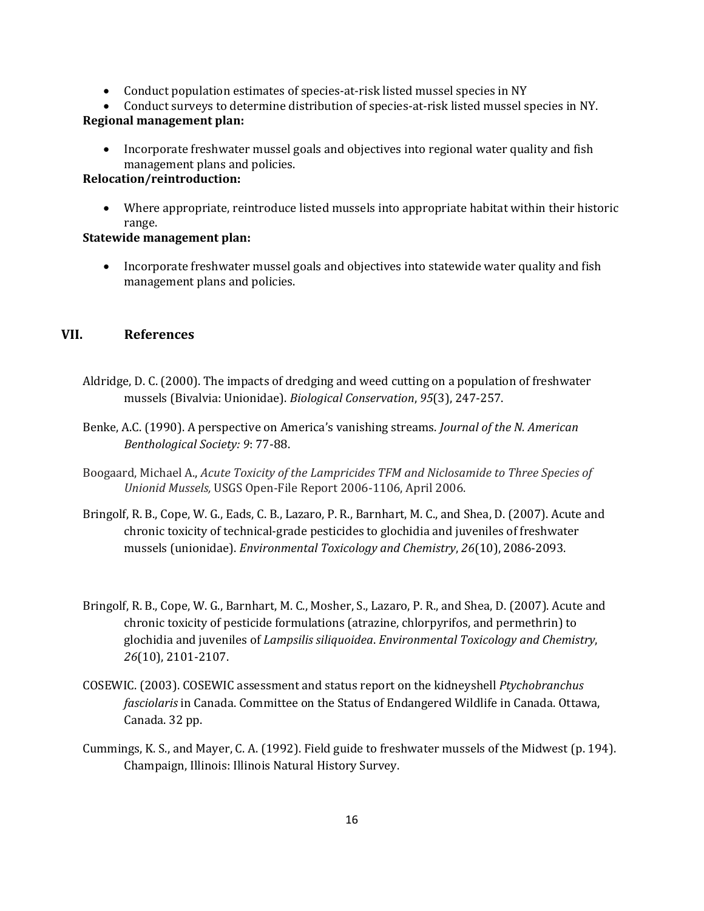- Conduct population estimates of species-at-risk listed mussel species in NY
- Conduct surveys to determine distribution of species-at-risk listed mussel species in NY.

**Regional management plan:**

- Incorporate freshwater mussel goals and objectives into regional water quality and fish management plans and policies.

**Relocation/reintroduction:**

- Where appropriate, reintroduce listed mussels into appropriate habitat within their historic range.

**Statewide management plan:**

- Incorporate freshwater mussel goals and objectives into statewide water quality and fish management plans and policies.

## VII. References

Aldridge, D. C. (2000). The impacts of dredging and weed cutting on a population of freshwater mussels (Bivalvia: Unionidae). *Biological Conservation*, *95*(3), 247-257.

Benke, A.C. (1990). A perspective on America's vanishing streams. *Journal of the N. American Benthological Society: 9*: 77-88.

Boogaard, Michael A., *Acute Toxicity of the Lampricides TFM and Niclosamide to Three Species of Unionid Mussels,* USGS Open-File Report 2006-1106, April 2006.

Bringolf, R. B., Cope, W. G., Eads, C. B., Lazaro, P. R., Barnhart, M. C., and Shea, D. (2007). Acute and chronic toxicity of technical-grade pesticides to glochidia and juveniles of freshwater mussels (unionidae). *Environmental Toxicology and Chemistry*, *26*(10), 2086-2093.

Bringolf, R. B., Cope, W. G., Barnhart, M. C., Mosher, S., Lazaro, P. R., and Shea, D. (2007). Acute and chronic toxicity of pesticide formulations (atrazine, chlorpyrifos, and permethrin) to glochidia and juveniles of *Lampsilis siliquoidea*. *Environmental Toxicology and Chemistry*, *26*(10), 2101-2107.

COSEWIC. (2003). COSEWIC assessment and status report on the kidneyshell *Ptychobranchus fasciolaris* in Canada. Committee on the Status of Endangered Wildlife in Canada. Ottawa, Canada. 32 pp.

Cummings, K. S., and Mayer, C. A. (1992). Field guide to freshwater mussels of the Midwest (p. 194). Champaign, Illinois: Illinois Natural History Survey.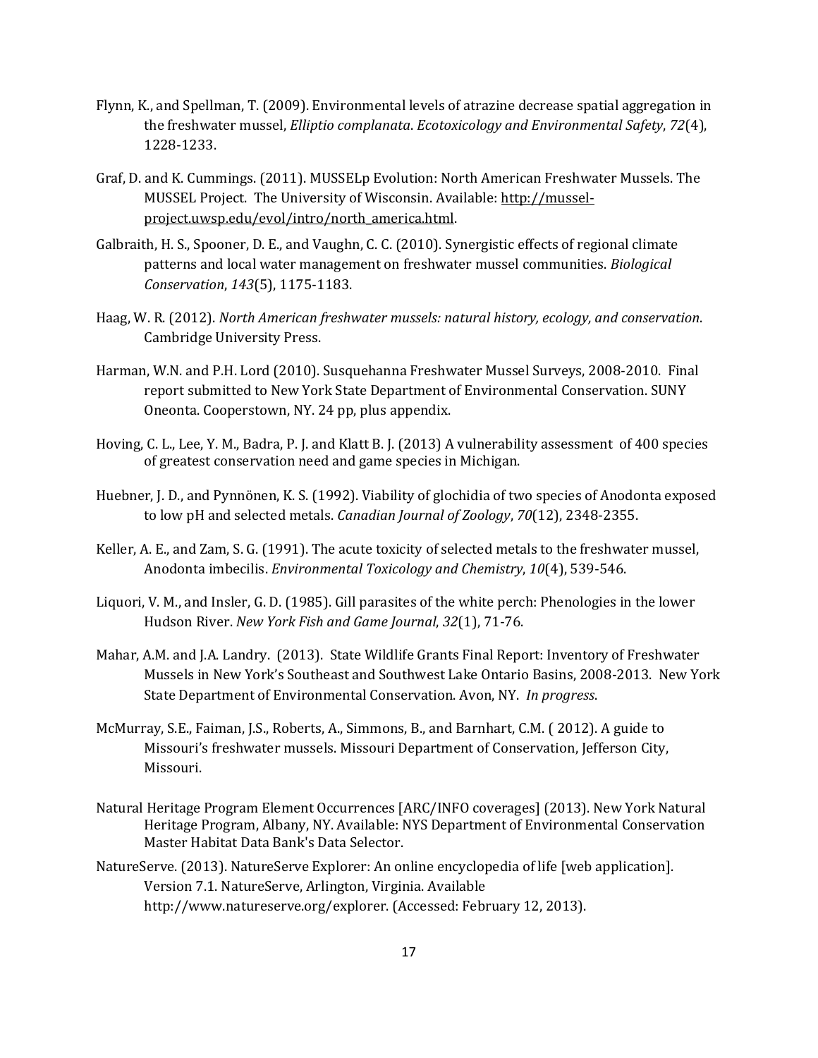Flynn, K., and Spellman, T. (2009). Environmental levels of atrazine decrease spatial aggregation in the freshwater mussel, *Elliptio complanata*. *Ecotoxicology and Environmental Safety*, *72*(4), 1228-1233.

Graf, D. and K. Cummings. (2011). MUSSELp Evolution: North American Freshwater Mussels. The MUSSEL Project. The University of Wisconsin. Available: http://mussel-project.uwsp.edu/evol/intro/north_america.html.

Galbraith, H. S., Spooner, D. E., and Vaughn, C. C. (2010). Synergistic effects of regional climate patterns and local water management on freshwater mussel communities. *Biological Conservation*, *143*(5), 1175-1183.

Haag, W. R. (2012). *North American freshwater mussels: natural history, ecology, and conservation*. Cambridge University Press.

Harman, W.N. and P.H. Lord (2010). Susquehanna Freshwater Mussel Surveys, 2008-2010. Final report submitted to New York State Department of Environmental Conservation. SUNY Oneonta. Cooperstown, NY. 24 pp, plus appendix.

Hoving, C. L., Lee, Y. M., Badra, P. J. and Klatt B. J. (2013) A vulnerability assessment of 400 species of greatest conservation need and game species in Michigan.

Huebner, J. D., and Pynnönen, K. S. (1992). Viability of glochidia of two species of Anodonta exposed to low pH and selected metals. *Canadian Journal of Zoology*, *70*(12), 2348-2355.

Keller, A. E., and Zam, S. G. (1991). The acute toxicity of selected metals to the freshwater mussel, Anodonta imbecilis. *Environmental Toxicology and Chemistry*, *10*(4), 539-546.

Liquori, V. M., and Insler, G. D. (1985). Gill parasites of the white perch: Phenologies in the lower Hudson River. *New York Fish and Game Journal*, *32*(1), 71-76.

Mahar, A.M. and J.A. Landry. (2013). State Wildlife Grants Final Report: Inventory of Freshwater Mussels in New York's Southeast and Southwest Lake Ontario Basins, 2008-2013. New York State Department of Environmental Conservation. Avon, NY. *In progress.*

McMurray, S.E., Faiman, J.S., Roberts, A., Simmons, B., and Barnhart, C.M. ( 2012). A guide to Missouri's freshwater mussels. Missouri Department of Conservation, Jefferson City, Missouri.

Natural Heritage Program Element Occurrences [ARC/INFO coverages] (2013). New York Natural Heritage Program, Albany, NY. Available: NYS Department of Environmental Conservation Master Habitat Data Bank's Data Selector.

NatureServe. (2013). NatureServe Explorer: An online encyclopedia of life [web application]. Version 7.1. NatureServe, Arlington, Virginia. Available http://www.natureserve.org/explorer. (Accessed: February 12, 2013).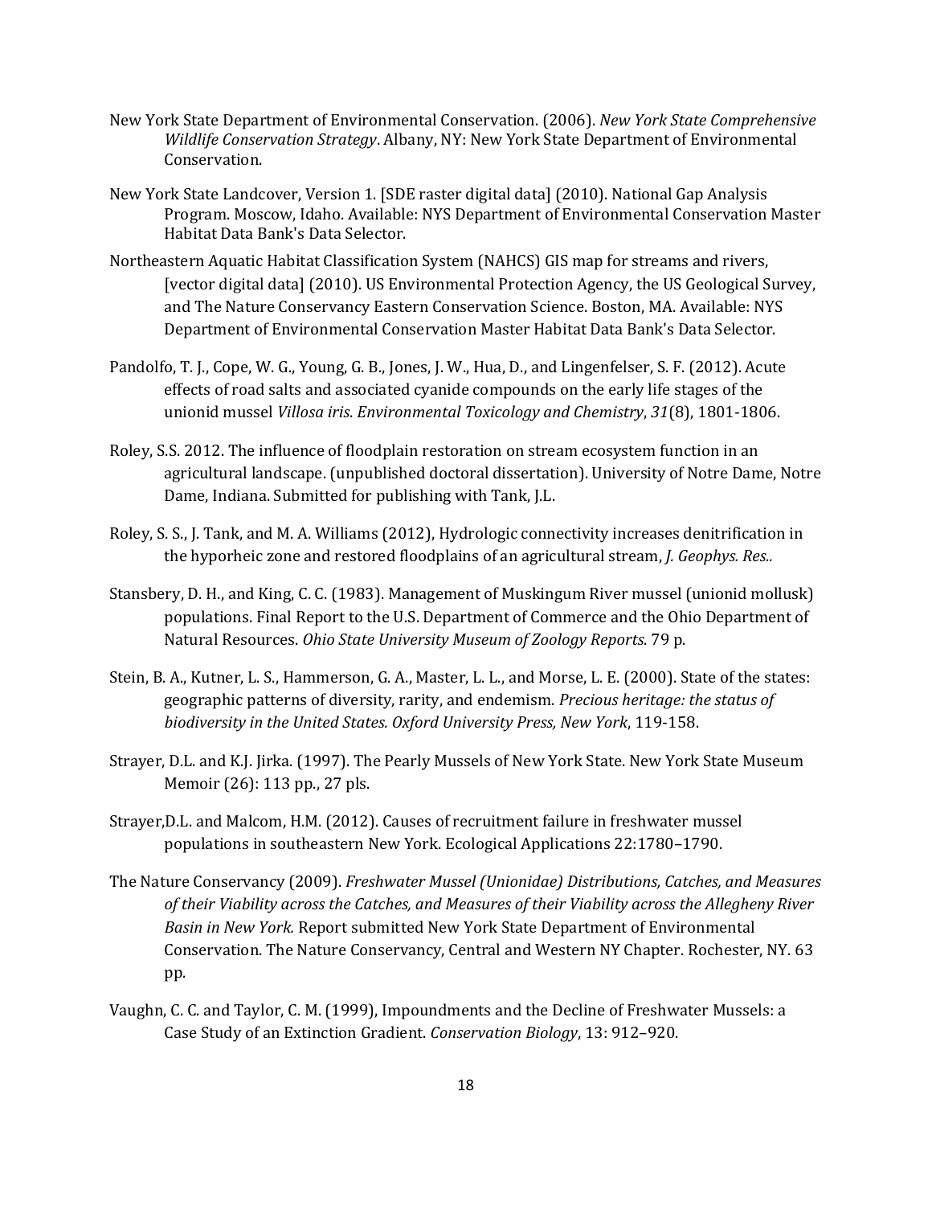New York State Department of Environmental Conservation. (2006). *New York State Comprehensive Wildlife Conservation Strategy*. Albany, NY: New York State Department of Environmental Conservation.

New York State Landcover, Version 1. [SDE raster digital data] (2010). National Gap Analysis Program. Moscow, Idaho. Available: NYS Department of Environmental Conservation Master Habitat Data Bank's Data Selector.

Northeastern Aquatic Habitat Classification System (NAHCS) GIS map for streams and rivers, [vector digital data] (2010). US Environmental Protection Agency, the US Geological Survey, and The Nature Conservancy Eastern Conservation Science. Boston, MA. Available: NYS Department of Environmental Conservation Master Habitat Data Bank's Data Selector.

Pandolfo, T. J., Cope, W. G., Young, G. B., Jones, J. W., Hua, D., and Lingenfelser, S. F. (2012). Acute effects of road salts and associated cyanide compounds on the early life stages of the unionid mussel *Villosa iris*. *Environmental Toxicology and Chemistry*, *31*(8), 1801-1806.

Roley, S.S. 2012. The influence of floodplain restoration on stream ecosystem function in an agricultural landscape. (unpublished doctoral dissertation). University of Notre Dame, Notre Dame, Indiana. Submitted for publishing with Tank, J.L.

Roley, S. S., J. Tank, and M. A. Williams (2012), Hydrologic connectivity increases denitrification in the hyporheic zone and restored floodplains of an agricultural stream, *J. Geophys. Res.*.

Stansbery, D. H., and King, C. C. (1983). Management of Muskingum River mussel (unionid mollusk) populations. Final Report to the U.S. Department of Commerce and the Ohio Department of Natural Resources. *Ohio State University Museum of Zoology Reports*. 79 p.

Stein, B. A., Kutner, L. S., Hammerson, G. A., Master, L. L., and Morse, L. E. (2000). State of the states: geographic patterns of diversity, rarity, and endemism. *Precious heritage: the status of biodiversity in the United States. Oxford University Press, New York*, 119-158.

Strayer, D.L. and K.J. Jirka. (1997). The Pearly Mussels of New York State. New York State Museum Memoir (26): 113 pp., 27 pls.

Strayer,D.L. and Malcom, H.M. (2012). Causes of recruitment failure in freshwater mussel populations in southeastern New York. Ecological Applications 22:1780–1790.

The Nature Conservancy (2009). *Freshwater Mussel (Unionidae) Distributions, Catches, and Measures of their Viability across the Catches, and Measures of their Viability across the Allegheny River Basin in New York.* Report submitted New York State Department of Environmental Conservation. The Nature Conservancy, Central and Western NY Chapter. Rochester, NY. 63 pp.

Vaughn, C. C. and Taylor, C. M. (1999), Impoundments and the Decline of Freshwater Mussels: a Case Study of an Extinction Gradient. *Conservation Biology*, 13: 912–920.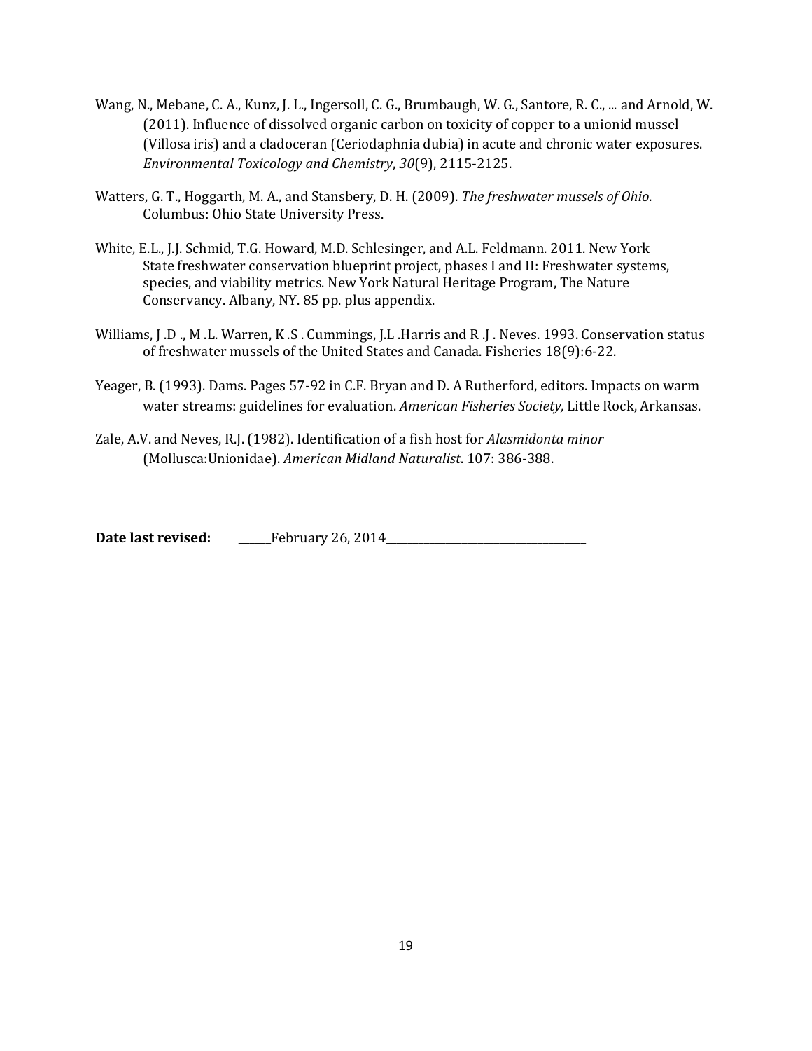Wang, N., Mebane, C. A., Kunz, J. L., Ingersoll, C. G., Brumbaugh, W. G., Santore, R. C., ... and Arnold, W. (2011). Influence of dissolved organic carbon on toxicity of copper to a unionid mussel (Villosa iris) and a cladoceran (Ceriodaphnia dubia) in acute and chronic water exposures. *Environmental Toxicology and Chemistry*, *30*(9), 2115-2125.

Watters, G. T., Hoggarth, M. A., and Stansbery, D. H. (2009). *The freshwater mussels of Ohio*. Columbus: Ohio State University Press.

White, E.L., J.J. Schmid, T.G. Howard, M.D. Schlesinger, and A.L. Feldmann. 2011. New York State freshwater conservation blueprint project, phases I and II: Freshwater systems, species, and viability metrics. New York Natural Heritage Program, The Nature Conservancy. Albany, NY. 85 pp. plus appendix.

Williams, J .D ., M .L. Warren, K .S . Cummings, J.L .Harris and R .J . Neves. 1993. Conservation status of freshwater mussels of the United States and Canada. Fisheries 18(9):6-22.

Yeager, B. (1993). Dams. Pages 57-92 in C.F. Bryan and D. A Rutherford, editors. Impacts on warm water streams: guidelines for evaluation. *American Fisheries Society,* Little Rock, Arkansas.

Zale, A.V. and Neves, R.J. (1982). Identification of a fish host for *Alasmidonta minor* (Mollusca:Unionidae). *American Midland Naturalist*. 107: 386-388.

**Date last revised:** February 26, 2014